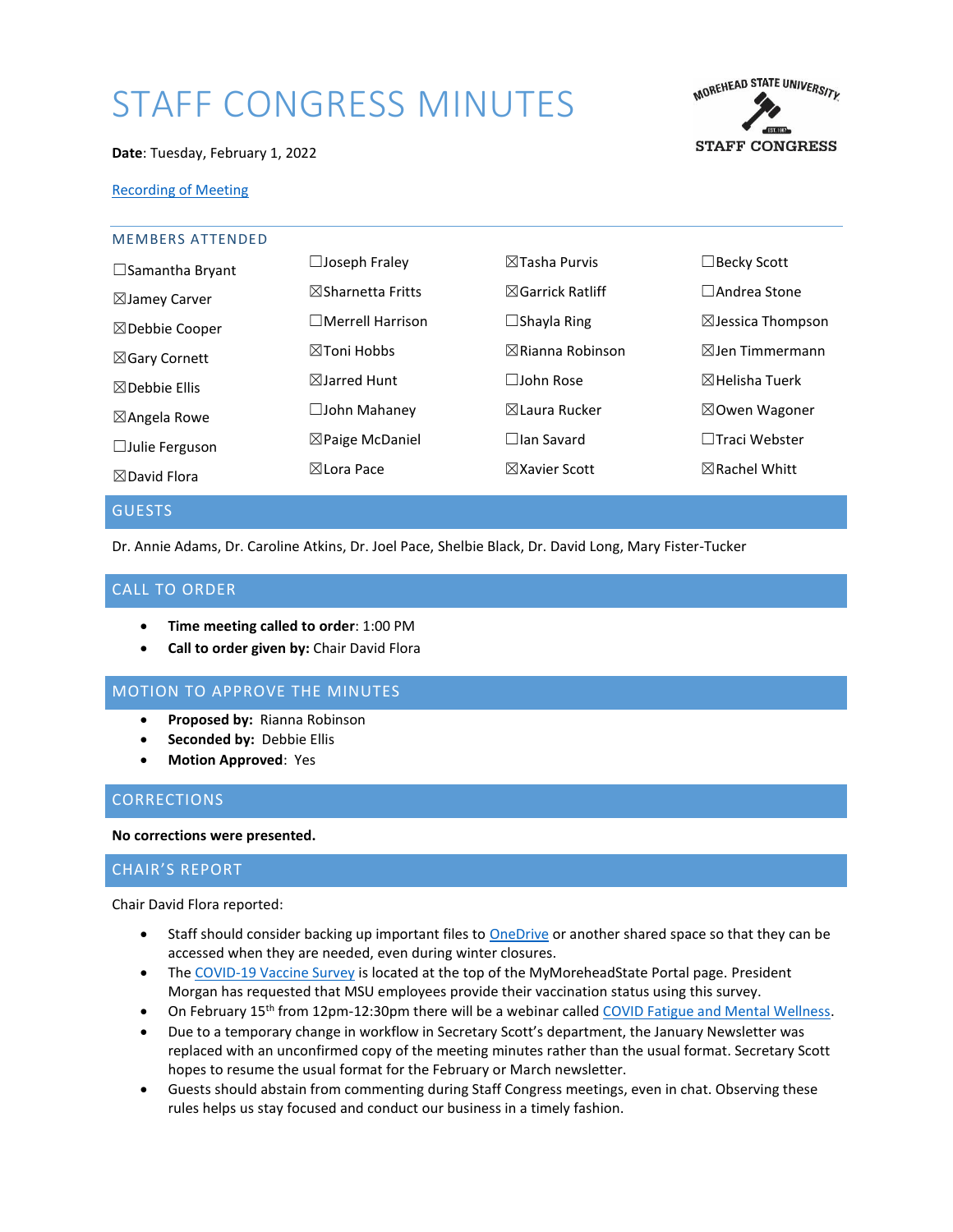# STAFF CONGRESS MINUTES

**Date**: Tuesday, February 1, 2022

[Recording of Meeting](#)

## MEMBERS ATTENDED

| | | | |
|---|---|---|---|
| ☐Samantha Bryant | ☐Joseph Fraley | ☒Tasha Purvis | ☐Becky Scott |
| ☒Jamey Carver | ☒Sharnetta Fritts | ☒Garrick Ratliff | ☐Andrea Stone |
| ☒Debbie Cooper | ☐Merrell Harrison | ☐Shayla Ring | ☒Jessica Thompson |
| ☒Gary Cornett | ☒Toni Hobbs | ☒Rianna Robinson | ☒Jen Timmermann |
| ☒Debbie Ellis | ☒Jarred Hunt | ☐John Rose | ☒Helisha Tuerk |
| ☒Angela Rowe | ☐John Mahaney | ☒Laura Rucker | ☒Owen Wagoner |
| ☐Julie Ferguson | ☒Paige McDaniel | ☐Ian Savard | ☐Traci Webster |
| ☒David Flora | ☒Lora Pace | ☒Xavier Scott | ☒Rachel Whitt |

## GUESTS

Dr. Annie Adams, Dr. Caroline Atkins, Dr. Joel Pace, Shelbie Black, Dr. David Long, Mary Fister-Tucker

## CALL TO ORDER

- **Time meeting called to order**: 1:00 PM
- **Call to order given by:** Chair David Flora

## MOTION TO APPROVE THE MINUTES

- **Proposed by:** Rianna Robinson
- **Seconded by:** Debbie Ellis
- **Motion Approved**: Yes

## CORRECTIONS

**No corrections were presented.**

## CHAIR'S REPORT

Chair David Flora reported:

- Staff should consider backing up important files to OneDrive or another shared space so that they can be accessed when they are needed, even during winter closures.
- The COVID-19 Vaccine Survey is located at the top of the MyMoreheadState Portal page. President Morgan has requested that MSU employees provide their vaccination status using this survey.
- On February 15th from 12pm-12:30pm there will be a webinar called COVID Fatigue and Mental Wellness.
- Due to a temporary change in workflow in Secretary Scott's department, the January Newsletter was replaced with an unconfirmed copy of the meeting minutes rather than the usual format. Secretary Scott hopes to resume the usual format for the February or March newsletter.
- Guests should abstain from commenting during Staff Congress meetings, even in chat. Observing these rules helps us stay focused and conduct our business in a timely fashion.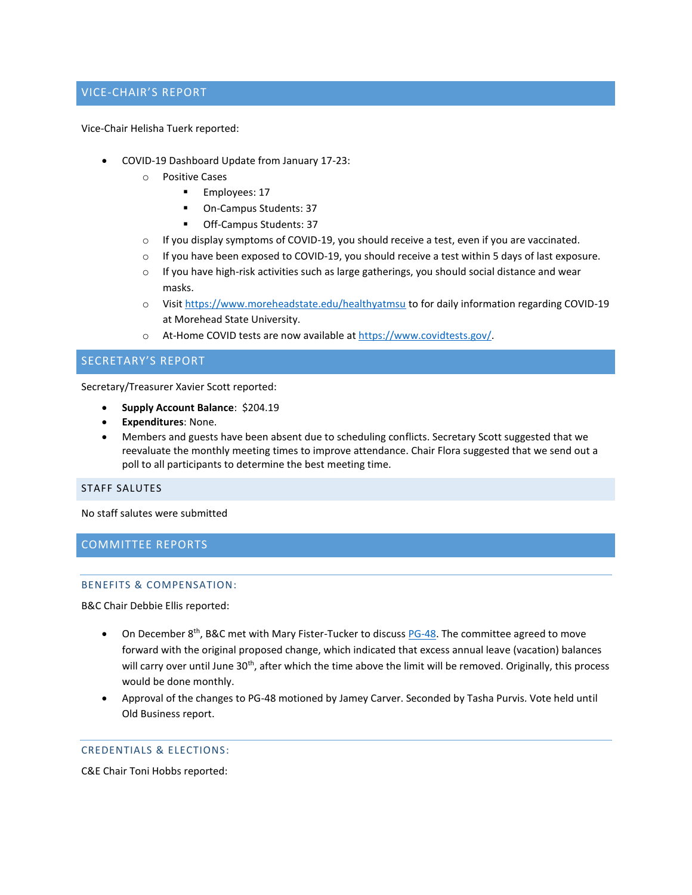## VICE-CHAIR'S REPORT

Vice-Chair Helisha Tuerk reported:

- COVID-19 Dashboard Update from January 17-23:
  - Positive Cases
    - Employees: 17
    - On-Campus Students: 37
    - Off-Campus Students: 37
  - If you display symptoms of COVID-19, you should receive a test, even if you are vaccinated.
  - If you have been exposed to COVID-19, you should receive a test within 5 days of last exposure.
  - If you have high-risk activities such as large gatherings, you should social distance and wear masks.
  - Visit [https://www.moreheadstate.edu/healthyatmsu](https://www.moreheadstate.edu/healthyatmsu) to for daily information regarding COVID-19 at Morehead State University.
  - At-Home COVID tests are now available at [https://www.covidtests.gov/](https://www.covidtests.gov/).

## SECRETARY'S REPORT

Secretary/Treasurer Xavier Scott reported:

- **Supply Account Balance**: $204.19
- **Expenditures**: None.
- Members and guests have been absent due to scheduling conflicts. Secretary Scott suggested that we reevaluate the monthly meeting times to improve attendance. Chair Flora suggested that we send out a poll to all participants to determine the best meeting time.

## STAFF SALUTES

No staff salutes were submitted

## COMMITTEE REPORTS

### BENEFITS & COMPENSATION:

B&C Chair Debbie Ellis reported:

- On December 8th, B&C met with Mary Fister-Tucker to discuss PG-48. The committee agreed to move forward with the original proposed change, which indicated that excess annual leave (vacation) balances will carry over until June 30th, after which the time above the limit will be removed. Originally, this process would be done monthly.
- Approval of the changes to PG-48 motioned by Jamey Carver. Seconded by Tasha Purvis. Vote held until Old Business report.

### CREDENTIALS & ELECTIONS:

C&E Chair Toni Hobbs reported: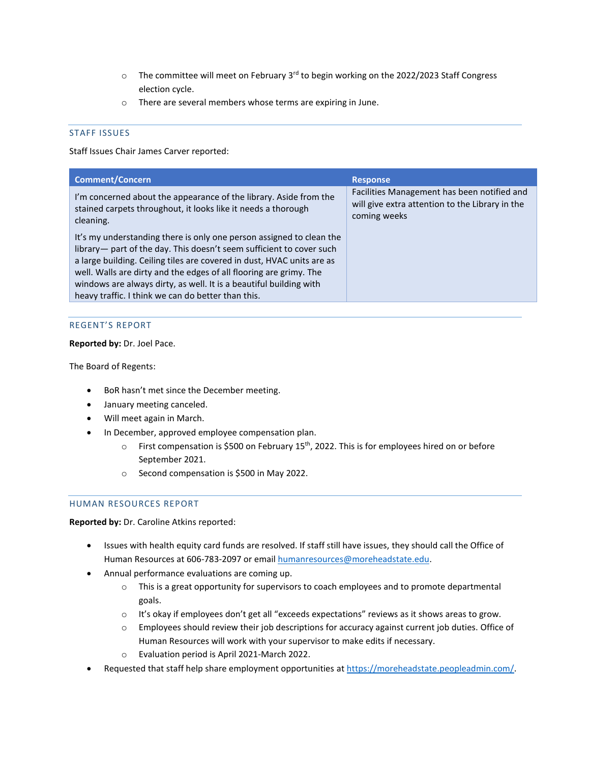- The committee will meet on February 3rd to begin working on the 2022/2023 Staff Congress election cycle.
- There are several members whose terms are expiring in June.

## STAFF ISSUES

Staff Issues Chair James Carver reported:

| Comment/Concern | Response |
| --- | --- |
| I'm concerned about the appearance of the library. Aside from the stained carpets throughout, it looks like it needs a thorough cleaning.<br><br>It's my understanding there is only one person assigned to clean the library— part of the day. This doesn't seem sufficient to cover such a large building. Ceiling tiles are covered in dust, HVAC units are as well. Walls are dirty and the edges of all flooring are grimy. The windows are always dirty, as well. It is a beautiful building with heavy traffic. I think we can do better than this. | Facilities Management has been notified and will give extra attention to the Library in the coming weeks |

## REGENT'S REPORT

**Reported by:** Dr. Joel Pace.

The Board of Regents:

- BoR hasn't met since the December meeting.
- January meeting canceled.
- Will meet again in March.
- In December, approved employee compensation plan.
  - First compensation is $500 on February 15th, 2022. This is for employees hired on or before September 2021.
  - Second compensation is $500 in May 2022.

## HUMAN RESOURCES REPORT

**Reported by:** Dr. Caroline Atkins reported:

- Issues with health equity card funds are resolved. If staff still have issues, they should call the Office of Human Resources at 606-783-2097 or email humanresources@moreheadstate.edu.
- Annual performance evaluations are coming up.
  - This is a great opportunity for supervisors to coach employees and to promote departmental goals.
  - It's okay if employees don't get all "exceeds expectations" reviews as it shows areas to grow.
  - Employees should review their job descriptions for accuracy against current job duties. Office of Human Resources will work with your supervisor to make edits if necessary.
  - Evaluation period is April 2021-March 2022.
- Requested that staff help share employment opportunities at https://moreheadstate.peopleadmin.com/.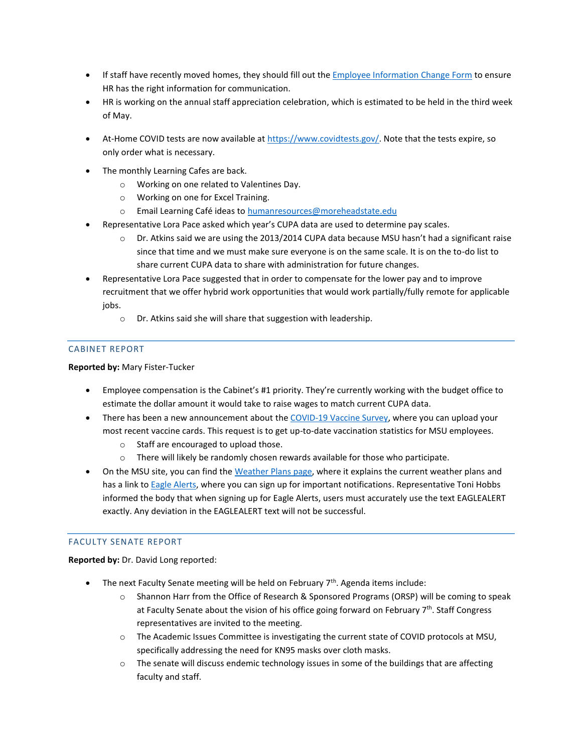- If staff have recently moved homes, they should fill out the [Employee Information Change Form](#) to ensure HR has the right information for communication.
- HR is working on the annual staff appreciation celebration, which is estimated to be held in the third week of May.
- At-Home COVID tests are now available at https://www.covidtests.gov/. Note that the tests expire, so only order what is necessary.
- The monthly Learning Cafes are back.
  - Working on one related to Valentines Day.
  - Working on one for Excel Training.
  - Email Learning Café ideas to humanresources@moreheadstate.edu
- Representative Lora Pace asked which year's CUPA data are used to determine pay scales.
  - Dr. Atkins said we are using the 2013/2014 CUPA data because MSU hasn't had a significant raise since that time and we must make sure everyone is on the same scale. It is on the to-do list to share current CUPA data to share with administration for future changes.
- Representative Lora Pace suggested that in order to compensate for the lower pay and to improve recruitment that we offer hybrid work opportunities that would work partially/fully remote for applicable jobs.
  - Dr. Atkins said she will share that suggestion with leadership.

## CABINET REPORT

**Reported by:** Mary Fister-Tucker

- Employee compensation is the Cabinet's #1 priority. They're currently working with the budget office to estimate the dollar amount it would take to raise wages to match current CUPA data.
- There has been a new announcement about the COVID-19 Vaccine Survey, where you can upload your most recent vaccine cards. This request is to get up-to-date vaccination statistics for MSU employees.
  - Staff are encouraged to upload those.
  - There will likely be randomly chosen rewards available for those who participate.
- On the MSU site, you can find the Weather Plans page, where it explains the current weather plans and has a link to Eagle Alerts, where you can sign up for important notifications. Representative Toni Hobbs informed the body that when signing up for Eagle Alerts, users must accurately use the text EAGLEALERT exactly. Any deviation in the EAGLEALERT text will not be successful.

## FACULTY SENATE REPORT

**Reported by:** Dr. David Long reported:

- The next Faculty Senate meeting will be held on February 7th. Agenda items include:
  - Shannon Harr from the Office of Research & Sponsored Programs (ORSP) will be coming to speak at Faculty Senate about the vision of his office going forward on February 7th. Staff Congress representatives are invited to the meeting.
  - The Academic Issues Committee is investigating the current state of COVID protocols at MSU, specifically addressing the need for KN95 masks over cloth masks.
  - The senate will discuss endemic technology issues in some of the buildings that are affecting faculty and staff.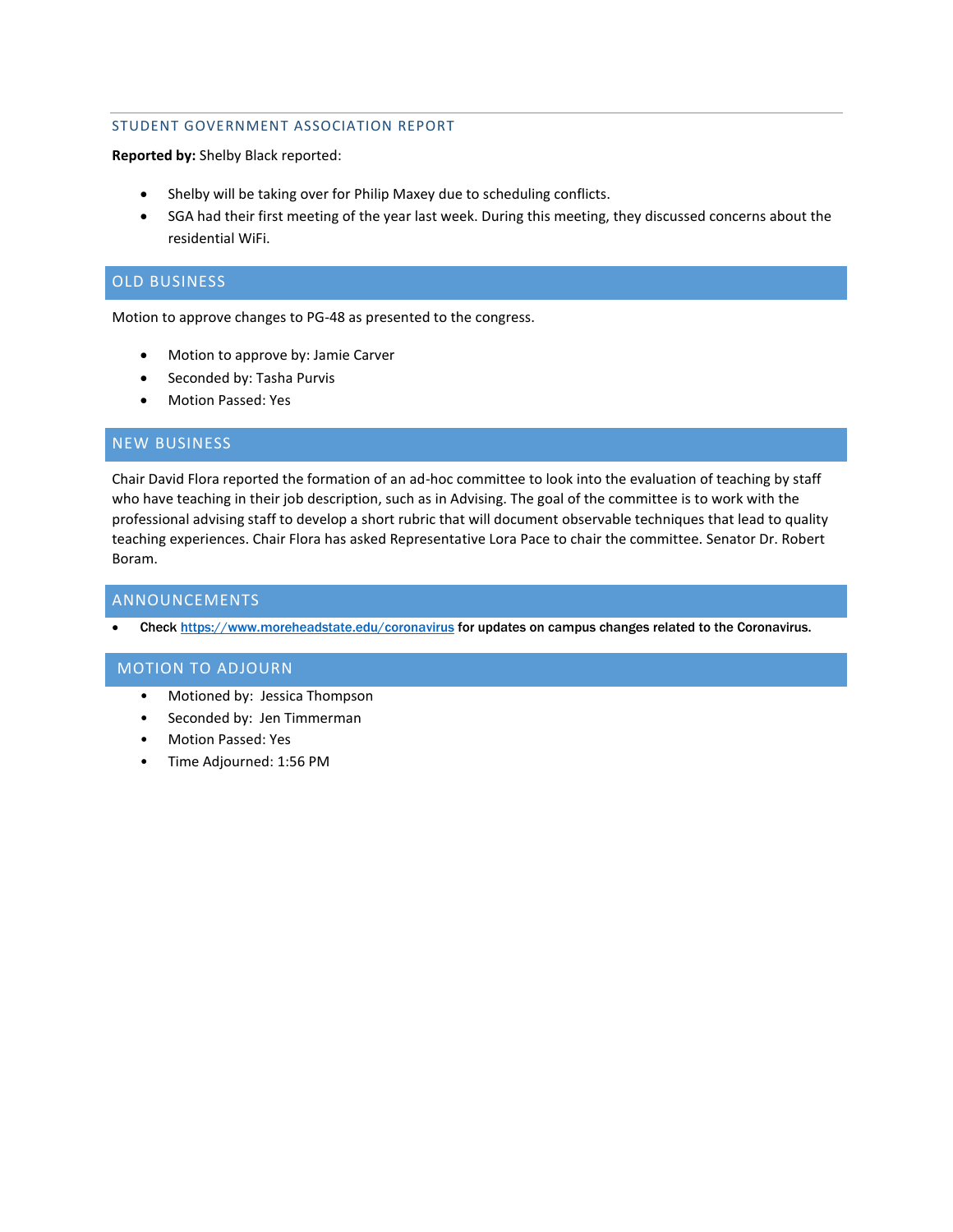## STUDENT GOVERNMENT ASSOCIATION REPORT

**Reported by:** Shelby Black reported:

- Shelby will be taking over for Philip Maxey due to scheduling conflicts.
- SGA had their first meeting of the year last week. During this meeting, they discussed concerns about the residential WiFi.

## OLD BUSINESS

Motion to approve changes to PG-48 as presented to the congress.

- Motion to approve by: Jamie Carver
- Seconded by: Tasha Purvis
- Motion Passed: Yes

## NEW BUSINESS

Chair David Flora reported the formation of an ad-hoc committee to look into the evaluation of teaching by staff who have teaching in their job description, such as in Advising. The goal of the committee is to work with the professional advising staff to develop a short rubric that will document observable techniques that lead to quality teaching experiences. Chair Flora has asked Representative Lora Pace to chair the committee. Senator Dr. Robert Boram.

## ANNOUNCEMENTS

- **Check [https://www.moreheadstate.edu/coronavirus](https://www.moreheadstate.edu/coronavirus) for updates on campus changes related to the Coronavirus.**

## MOTION TO ADJOURN

- Motioned by: Jessica Thompson
- Seconded by: Jen Timmerman
- Motion Passed: Yes
- Time Adjourned: 1:56 PM